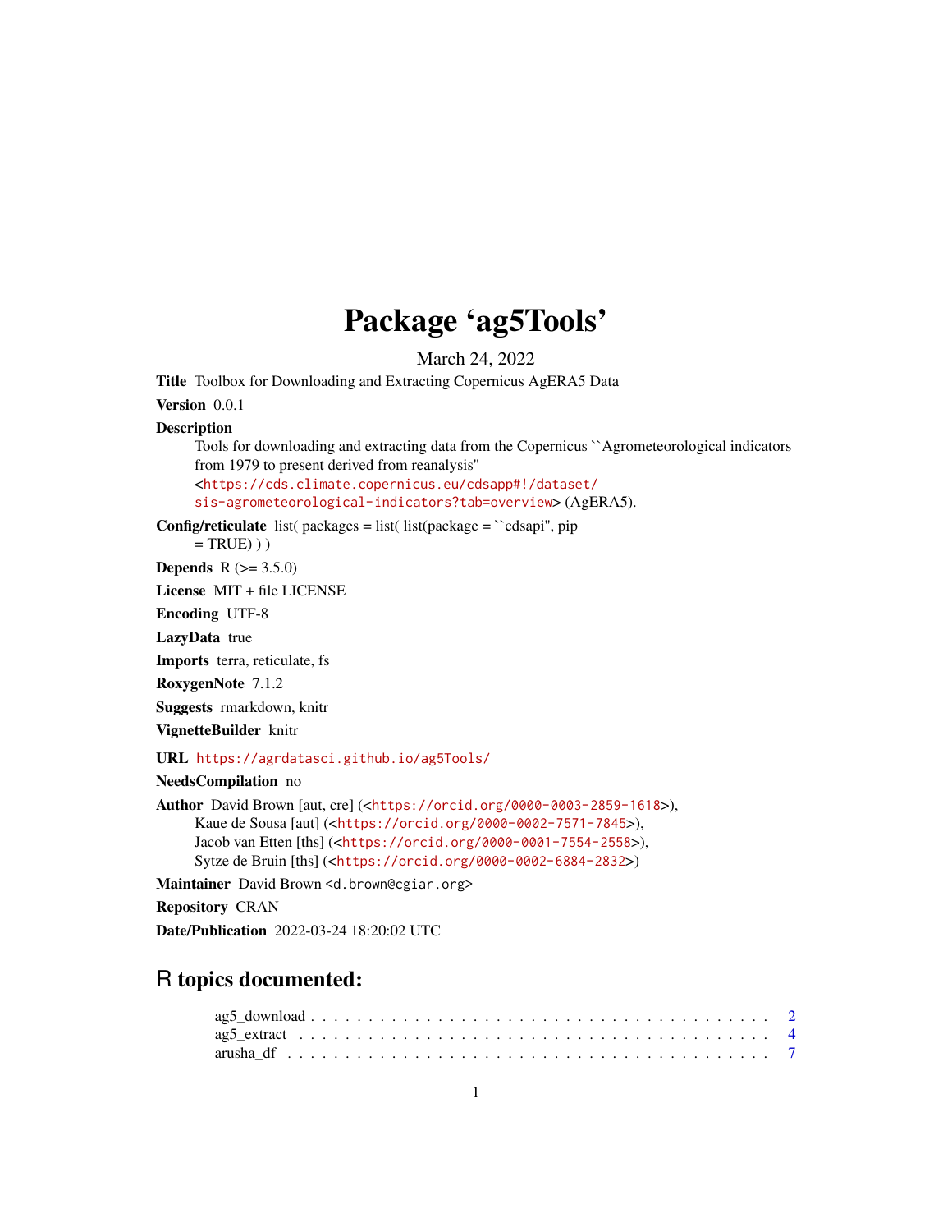# Package 'ag5Tools'

March 24, 2022

**Title** Toolbox for Downloading and Extracting Copernicus AgERA5 Data

**Version** 0.0.1

**Description**
Tools for downloading and extracting data from the Copernicus ``Agrometeorological indicators from 1979 to present derived from reanalysis'' <https://cds.climate.copernicus.eu/cdsapp#!/dataset/sis-agrometeorological-indicators?tab=overview> (AgERA5).

**Config/reticulate** list( packages = list( list(package = ``cdsapi'', pip = TRUE) ) )

**Depends** R (>= 3.5.0)

**License** MIT + file LICENSE

**Encoding** UTF-8

**LazyData** true

**Imports** terra, reticulate, fs

**RoxygenNote** 7.1.2

**Suggests** rmarkdown, knitr

**VignetteBuilder** knitr

**URL** https://agrdatasci.github.io/ag5Tools/

**NeedsCompilation** no

**Author** David Brown [aut, cre] (<https://orcid.org/0000-0003-2859-1618>),
Kaue de Sousa [aut] (<https://orcid.org/0000-0002-7571-7845>),
Jacob van Etten [ths] (<https://orcid.org/0000-0001-7554-2558>),
Sytze de Bruin [ths] (<https://orcid.org/0000-0002-6884-2832>)

**Maintainer** David Brown <d.brown@cgiar.org>

**Repository** CRAN

**Date/Publication** 2022-03-24 18:20:02 UTC

## R topics documented:

ag5_download . . . . . . . . . . . . . . . . . . . . . . . . . . . . . . . . . . . . . . . 2
ag5_extract . . . . . . . . . . . . . . . . . . . . . . . . . . . . . . . . . . . . . . . . 4
arusha_df . . . . . . . . . . . . . . . . . . . . . . . . . . . . . . . . . . . . . . . . . 7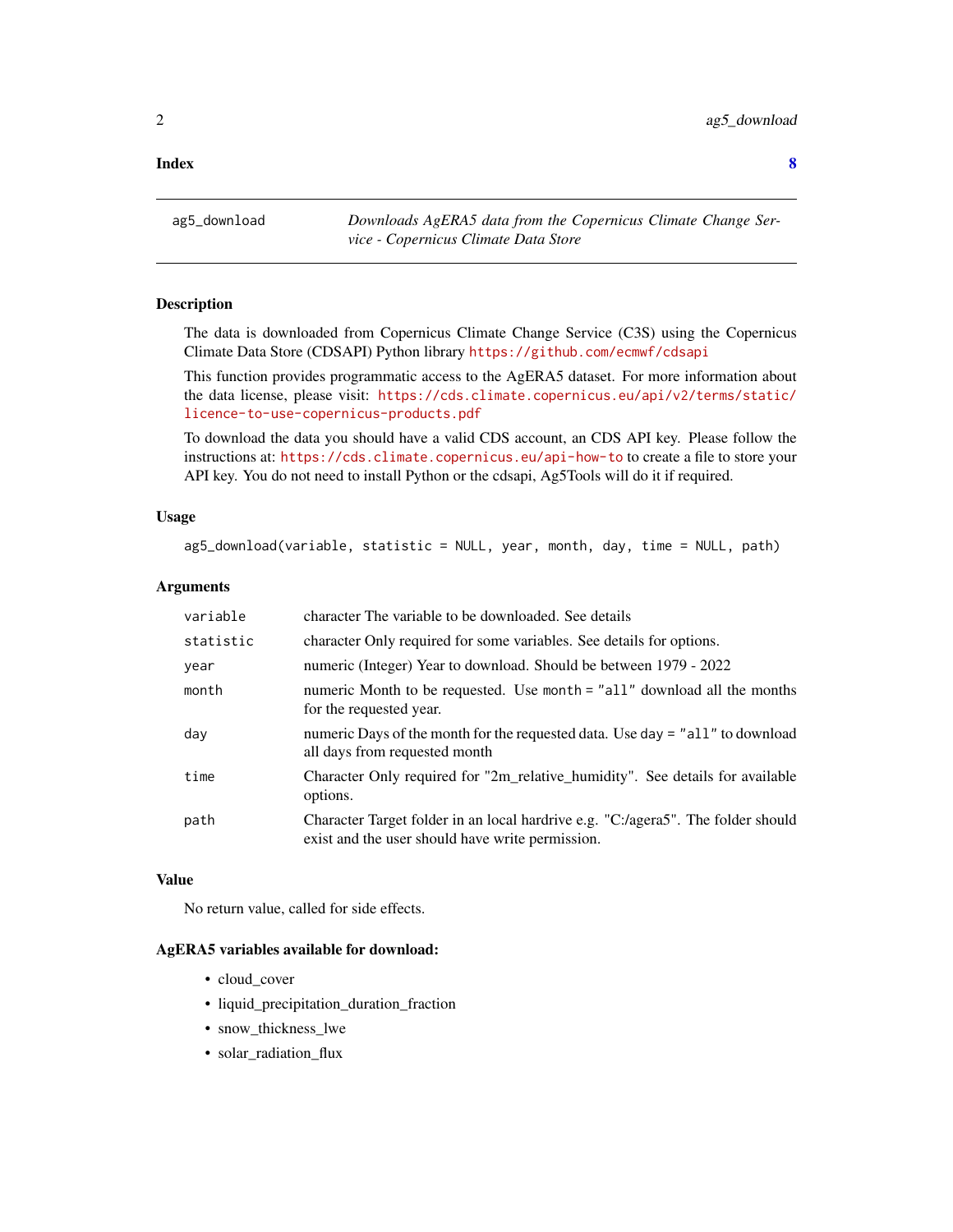**Index** **8**

---

`ag5_download` *Downloads AgERA5 data from the Copernicus Climate Change Service - Copernicus Climate Data Store*

---

## Description

The data is downloaded from Copernicus Climate Change Service (C3S) using the Copernicus Climate Data Store (CDSAPI) Python library https://github.com/ecmwf/cdsapi

This function provides programmatic access to the AgERA5 dataset. For more information about the data license, please visit: https://cds.climate.copernicus.eu/api/v2/terms/static/licence-to-use-copernicus-products.pdf

To download the data you should have a valid CDS account, an CDS API key. Please follow the instructions at: https://cds.climate.copernicus.eu/api-how-to to create a file to store your API key. You do not need to install Python or the cdsapi, Ag5Tools will do it if required.

## Usage

```
ag5_download(variable, statistic = NULL, year, month, day, time = NULL, path)
```

## Arguments

| | |
|---|---|
| `variable` | character The variable to be downloaded. See details |
| `statistic` | character Only required for some variables. See details for options. |
| `year` | numeric (Integer) Year to download. Should be between 1979 - 2022 |
| `month` | numeric Month to be requested. Use `month = "all"` download all the months for the requested year. |
| `day` | numeric Days of the month for the requested data. Use `day = "all"` to download all days from requested month |
| `time` | Character Only required for "2m_relative_humidity". See details for available options. |
| `path` | Character Target folder in an local hardrive e.g. "C:/agera5". The folder should exist and the user should have write permission. |

## Value

No return value, called for side effects.

## AgERA5 variables available for download:

- cloud_cover
- liquid_precipitation_duration_fraction
- snow_thickness_lwe
- solar_radiation_flux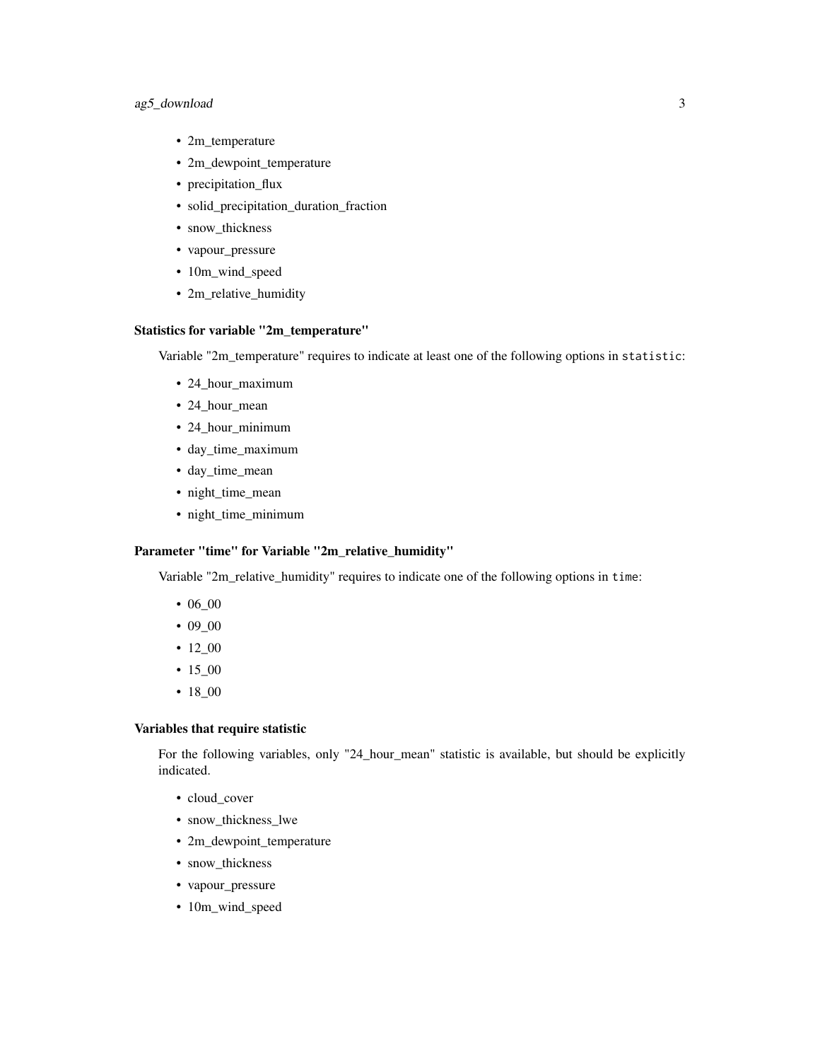- 2m_temperature
- 2m_dewpoint_temperature
- precipitation_flux
- solid_precipitation_duration_fraction
- snow_thickness
- vapour_pressure
- 10m_wind_speed
- 2m_relative_humidity

### Statistics for variable "2m_temperature"

Variable "2m_temperature" requires to indicate at least one of the following options in `statistic`:

- 24_hour_maximum
- 24_hour_mean
- 24_hour_minimum
- day_time_maximum
- day_time_mean
- night_time_mean
- night_time_minimum

### Parameter "time" for Variable "2m_relative_humidity"

Variable "2m_relative_humidity" requires to indicate one of the following options in `time`:

- 06_00
- 09_00
- 12_00
- 15_00
- 18_00

### Variables that require statistic

For the following variables, only "24_hour_mean" statistic is available, but should be explicitly indicated.

- cloud_cover
- snow_thickness_lwe
- 2m_dewpoint_temperature
- snow_thickness
- vapour_pressure
- 10m_wind_speed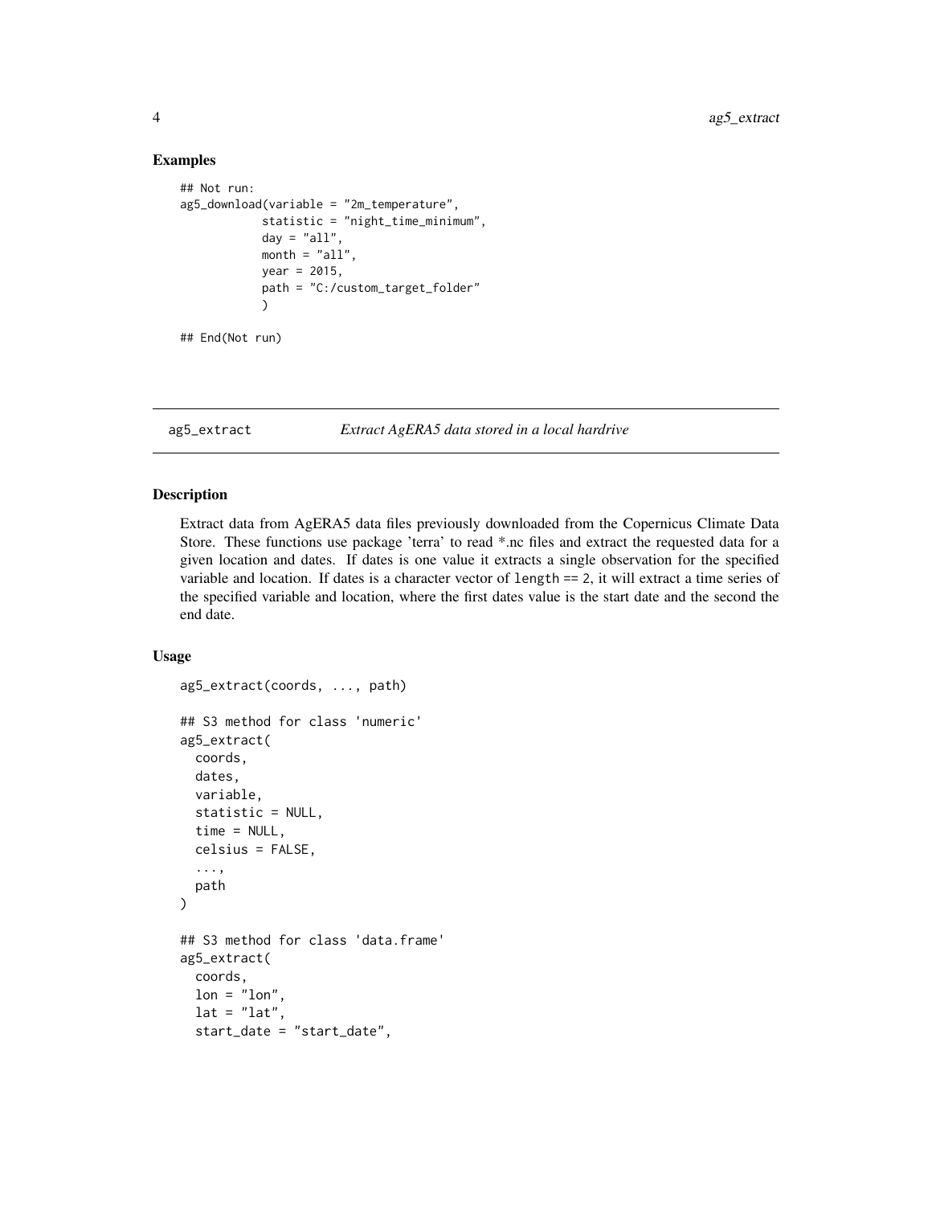### Examples

```
## Not run:
ag5_download(variable = "2m_temperature",
            statistic = "night_time_minimum",
            day = "all",
            month = "all",
            year = 2015,
            path = "C:/custom_target_folder"
            )

## End(Not run)
```

---

## ag5_extract *Extract AgERA5 data stored in a local hardrive*

---

### Description

Extract data from AgERA5 data files previously downloaded from the Copernicus Climate Data Store. These functions use package 'terra' to read *.nc files and extract the requested data for a given location and dates. If dates is one value it extracts a single observation for the specified variable and location. If dates is a character vector of `length == 2`, it will extract a time series of the specified variable and location, where the first dates value is the start date and the second the end date.

### Usage

```
ag5_extract(coords, ..., path)

## S3 method for class 'numeric'
ag5_extract(
  coords,
  dates,
  variable,
  statistic = NULL,
  time = NULL,
  celsius = FALSE,
  ...,
  path
)

## S3 method for class 'data.frame'
ag5_extract(
  coords,
  lon = "lon",
  lat = "lat",
  start_date = "start_date",
```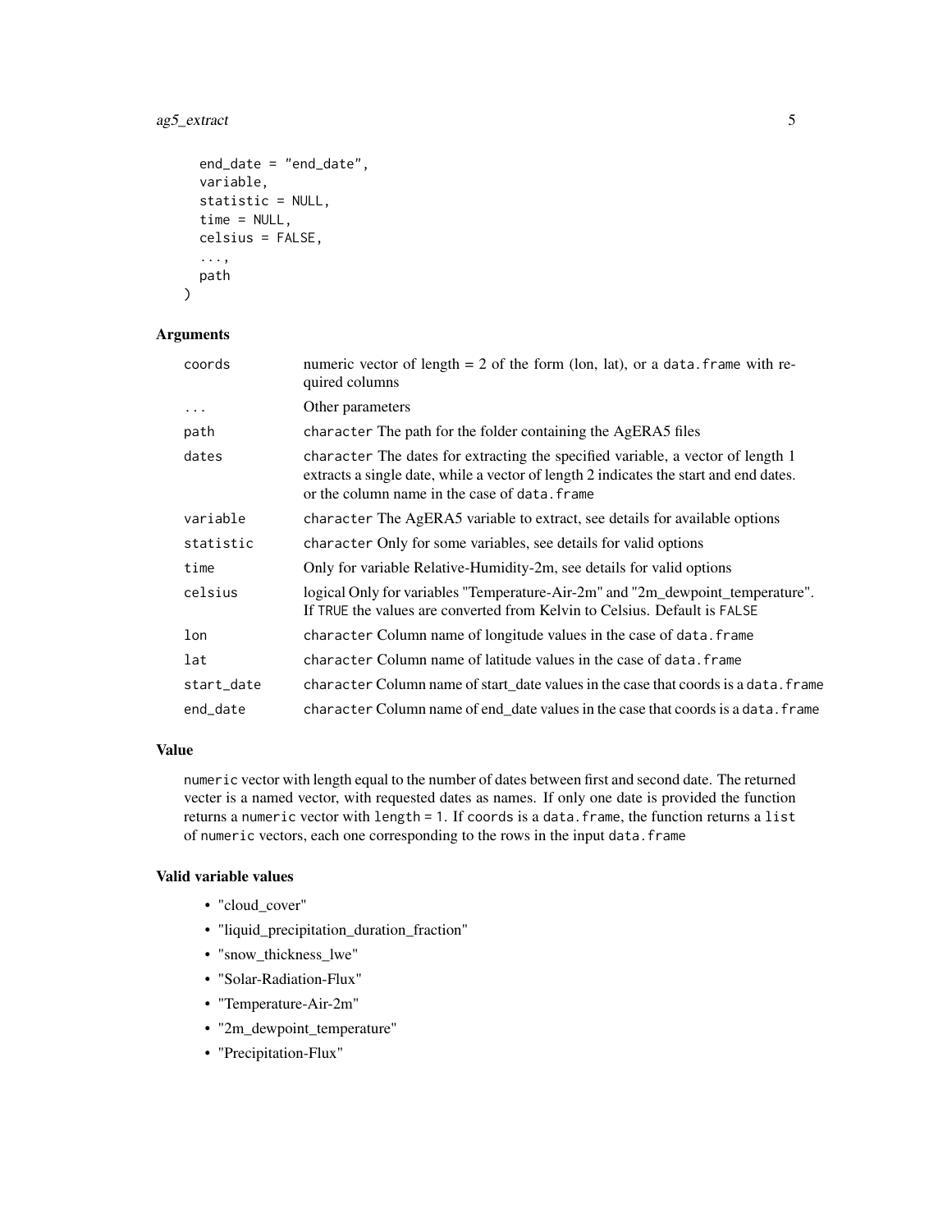```
  end_date = "end_date",
  variable,
  statistic = NULL,
  time = NULL,
  celsius = FALSE,
  ...,
  path
)
```

### Arguments

| | |
|---|---|
| coords | numeric vector of length = 2 of the form (lon, lat), or a data.frame with required columns |
| ... | Other parameters |
| path | character The path for the folder containing the AgERA5 files |
| dates | character The dates for extracting the specified variable, a vector of length 1 extracts a single date, while a vector of length 2 indicates the start and end dates. or the column name in the case of data.frame |
| variable | character The AgERA5 variable to extract, see details for available options |
| statistic | character Only for some variables, see details for valid options |
| time | Only for variable Relative-Humidity-2m, see details for valid options |
| celsius | logical Only for variables "Temperature-Air-2m" and "2m_dewpoint_temperature". If TRUE the values are converted from Kelvin to Celsius. Default is FALSE |
| lon | character Column name of longitude values in the case of data.frame |
| lat | character Column name of latitude values in the case of data.frame |
| start_date | character Column name of start_date values in the case that coords is a data.frame |
| end_date | character Column name of end_date values in the case that coords is a data.frame |

### Value

numeric vector with length equal to the number of dates between first and second date. The returned vecter is a named vector, with requested dates as names. If only one date is provided the function returns a numeric vector with length = 1. If coords is a data.frame, the function returns a list of numeric vectors, each one corresponding to the rows in the input data.frame

### Valid variable values

- "cloud_cover"
- "liquid_precipitation_duration_fraction"
- "snow_thickness_lwe"
- "Solar-Radiation-Flux"
- "Temperature-Air-2m"
- "2m_dewpoint_temperature"
- "Precipitation-Flux"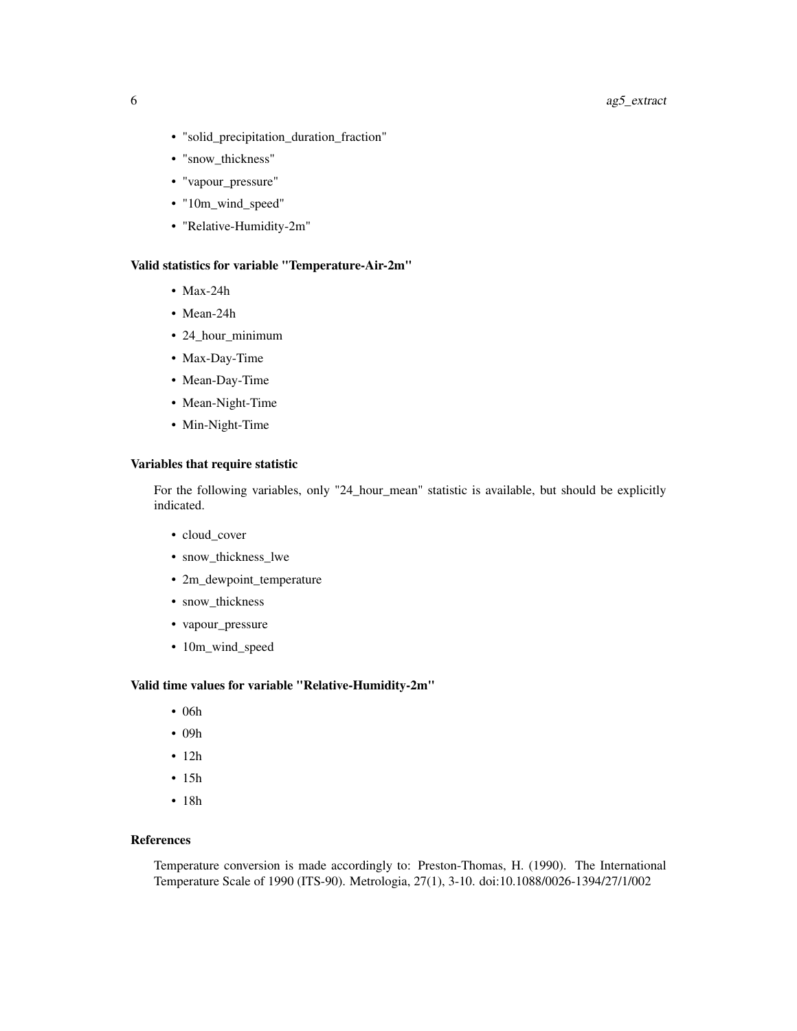- "solid_precipitation_duration_fraction"
- "snow_thickness"
- "vapour_pressure"
- "10m_wind_speed"
- "Relative-Humidity-2m"

### Valid statistics for variable "Temperature-Air-2m"

- Max-24h
- Mean-24h
- 24_hour_minimum
- Max-Day-Time
- Mean-Day-Time
- Mean-Night-Time
- Min-Night-Time

### Variables that require statistic

For the following variables, only "24_hour_mean" statistic is available, but should be explicitly indicated.

- cloud_cover
- snow_thickness_lwe
- 2m_dewpoint_temperature
- snow_thickness
- vapour_pressure
- 10m_wind_speed

### Valid time values for variable "Relative-Humidity-2m"

- 06h
- 09h
- 12h
- 15h
- 18h

### References

Temperature conversion is made accordingly to: Preston-Thomas, H. (1990). The International Temperature Scale of 1990 (ITS-90). Metrologia, 27(1), 3-10. doi:10.1088/0026-1394/27/1/002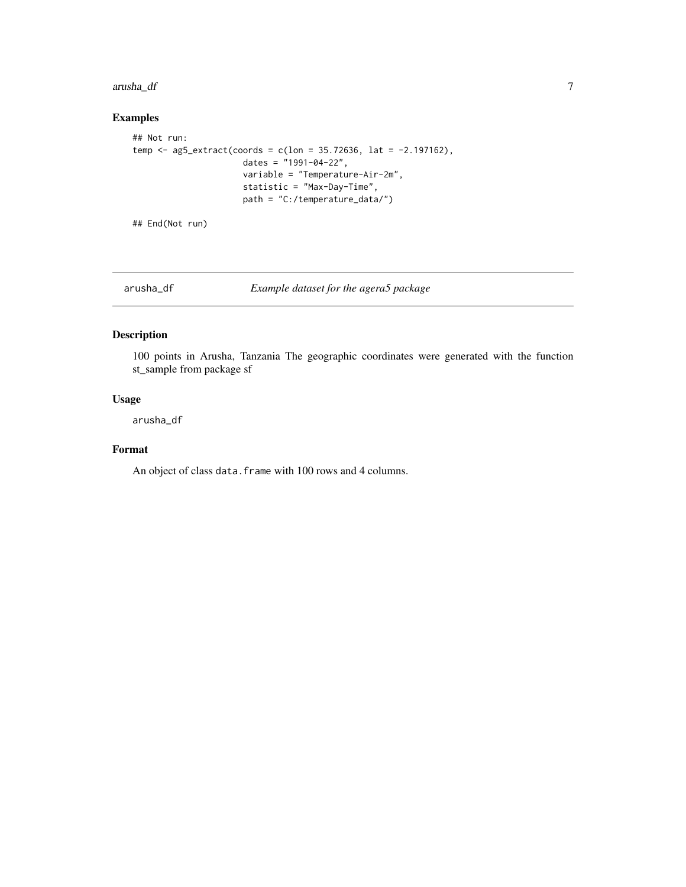## Examples

```
## Not run:
temp <- ag5_extract(coords = c(lon = 35.72636, lat = -2.197162),
                    dates = "1991-04-22",
                    variable = "Temperature-Air-2m",
                    statistic = "Max-Day-Time",
                    path = "C:/temperature_data/")

## End(Not run)
```

---

# arusha_df — *Example dataset for the agera5 package*

---

## Description

100 points in Arusha, Tanzania The geographic coordinates were generated with the function st_sample from package sf

## Usage

```
arusha_df
```

## Format

An object of class `data.frame` with 100 rows and 4 columns.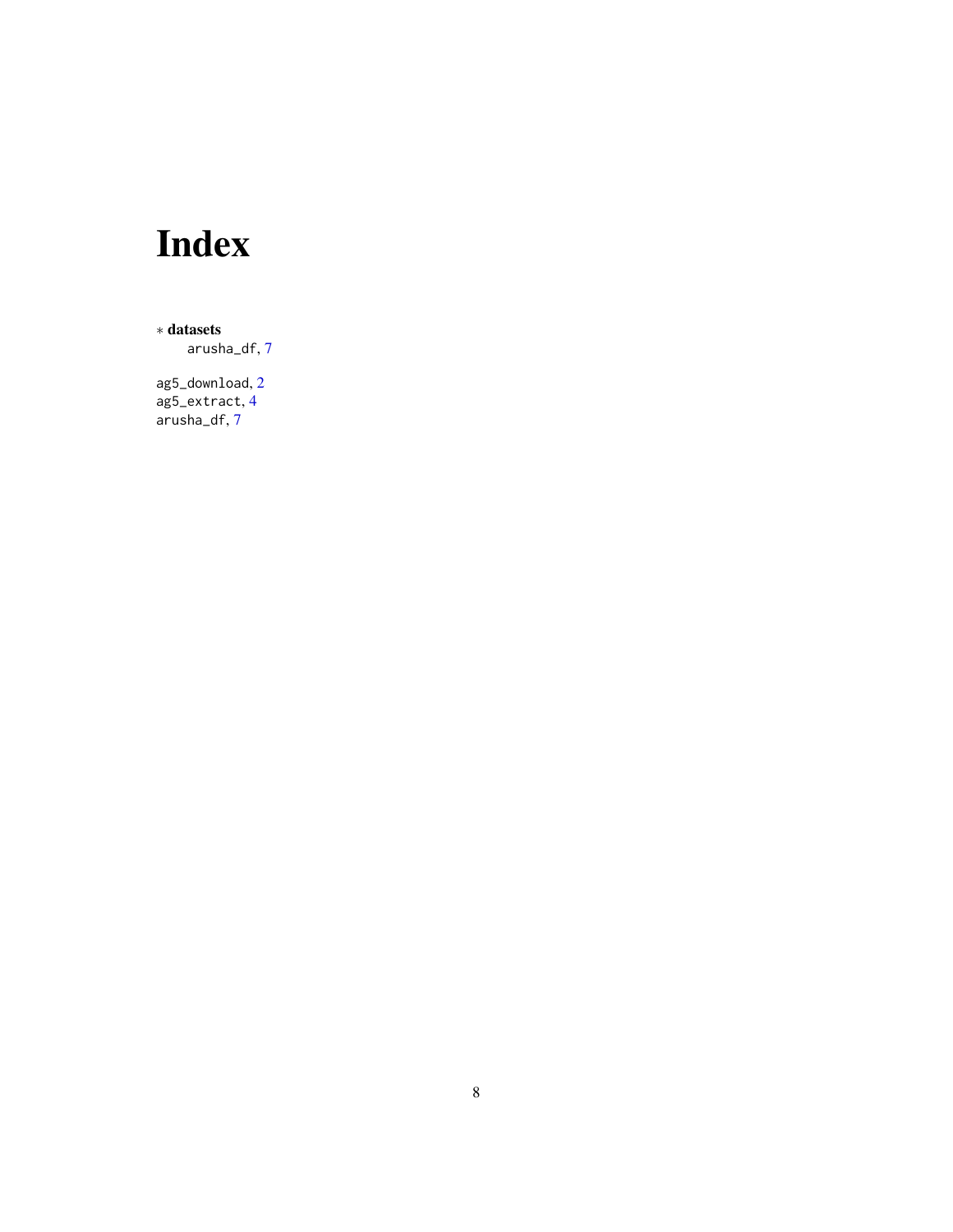# Index

∗ **datasets**
    arusha_df, 7

ag5_download, 2
ag5_extract, 4
arusha_df, 7